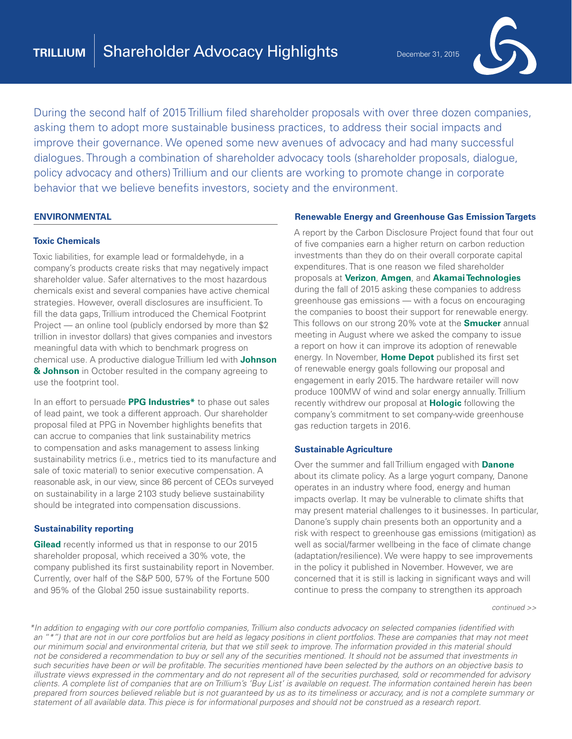# TRILLIUM | Shareholder Advocacy Highlights

December 31, 2015

During the second half of 2015 Trillium filed shareholder proposals with over three dozen companies, asking them to adopt more sustainable business practices, to address their social impacts and improve their governance. We opened some new avenues of advocacy and had many successful dialogues. Through a combination of shareholder advocacy tools (shareholder proposals, dialogue, policy advocacy and others) Trillium and our clients are working to promote change in corporate behavior that we believe benefits investors, society and the environment.

## ENVIRONMENTAL

### Toxic Chemicals

Toxic liabilities, for example lead or formaldehyde, in a company's products create risks that may negatively impact shareholder value. Safer alternatives to the most hazardous chemicals exist and several companies have active chemical strategies. However, overall disclosures are insufficient. To fill the data gaps, Trillium introduced the Chemical Footprint Project — an online tool (publicly endorsed by more than $2 trillion in investor dollars) that gives companies and investors meaningful data with which to benchmark progress on chemical use. A productive dialogue Trillium led with **Johnson & Johnson** in October resulted in the company agreeing to use the footprint tool.

In an effort to persuade **PPG Industries*** to phase out sales of lead paint, we took a different approach. Our shareholder proposal filed at PPG in November highlights benefits that can accrue to companies that link sustainability metrics to compensation and asks management to assess linking sustainability metrics (i.e., metrics tied to its manufacture and sale of toxic material) to senior executive compensation. A reasonable ask, in our view, since 86 percent of CEOs surveyed on sustainability in a large 2103 study believe sustainability should be integrated into compensation discussions.

### Sustainability reporting

**Gilead** recently informed us that in response to our 2015 shareholder proposal, which received a 30% vote, the company published its first sustainability report in November. Currently, over half of the S&P 500, 57% of the Fortune 500 and 95% of the Global 250 issue sustainability reports.

### Renewable Energy and Greenhouse Gas Emission Targets

A report by the Carbon Disclosure Project found that four out of five companies earn a higher return on carbon reduction investments than they do on their overall corporate capital expenditures. That is one reason we filed shareholder proposals at **Verizon**, **Amgen**, and **Akamai Technologies** during the fall of 2015 asking these companies to address greenhouse gas emissions — with a focus on encouraging the companies to boost their support for renewable energy. This follows on our strong 20% vote at the **Smucker** annual meeting in August where we asked the company to issue a report on how it can improve its adoption of renewable energy. In November, **Home Depot** published its first set of renewable energy goals following our proposal and engagement in early 2015. The hardware retailer will now produce 100MW of wind and solar energy annually. Trillium recently withdrew our proposal at **Hologic** following the company's commitment to set company-wide greenhouse gas reduction targets in 2016.

### Sustainable Agriculture

Over the summer and fall Trillium engaged with **Danone** about its climate policy. As a large yogurt company, Danone operates in an industry where food, energy and human impacts overlap. It may be vulnerable to climate shifts that may present material challenges to it businesses. In particular, Danone's supply chain presents both an opportunity and a risk with respect to greenhouse gas emissions (mitigation) as well as social/farmer wellbeing in the face of climate change (adaptation/resilience). We were happy to see improvements in the policy it published in November. However, we are concerned that it is still is lacking in significant ways and will continue to press the company to strengthen its approach

*continued >>*

*\*In addition to engaging with our core portfolio companies, Trillium also conducts advocacy on selected companies (identified with an "*") that are not in our core portfolios but are held as legacy positions in client portfolios. These are companies that may not meet our minimum social and environmental criteria, but that we still seek to improve. The information provided in this material should not be considered a recommendation to buy or sell any of the securities mentioned. It should not be assumed that investments in such securities have been or will be profitable. The securities mentioned have been selected by the authors on an objective basis to illustrate views expressed in the commentary and do not represent all of the securities purchased, sold or recommended for advisory clients. A complete list of companies that are on Trillium's 'Buy List' is available on request. The information contained herein has been prepared from sources believed reliable but is not guaranteed by us as to its timeliness or accuracy, and is not a complete summary or statement of all available data. This piece is for informational purposes and should not be construed as a research report.*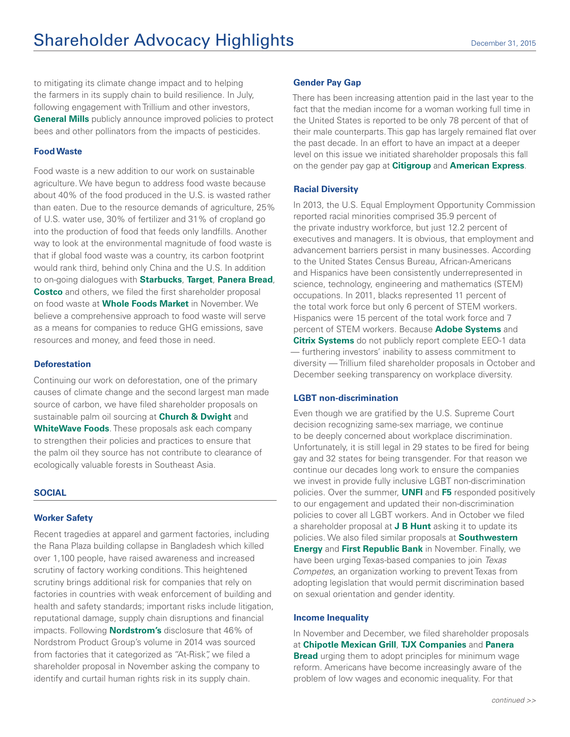to mitigating its climate change impact and to helping the farmers in its supply chain to build resilience. In July, following engagement with Trillium and other investors, **General Mills** publicly announce improved policies to protect bees and other pollinators from the impacts of pesticides.

### Food Waste

Food waste is a new addition to our work on sustainable agriculture. We have begun to address food waste because about 40% of the food produced in the U.S. is wasted rather than eaten. Due to the resource demands of agriculture, 25% of U.S. water use, 30% of fertilizer and 31% of cropland go into the production of food that feeds only landfills. Another way to look at the environmental magnitude of food waste is that if global food waste was a country, its carbon footprint would rank third, behind only China and the U.S. In addition to on-going dialogues with **Starbucks**, **Target**, **Panera Bread**, **Costco** and others, we filed the first shareholder proposal on food waste at **Whole Foods Market** in November. We believe a comprehensive approach to food waste will serve as a means for companies to reduce GHG emissions, save resources and money, and feed those in need.

### Deforestation

Continuing our work on deforestation, one of the primary causes of climate change and the second largest man made source of carbon, we have filed shareholder proposals on sustainable palm oil sourcing at **Church & Dwight** and **WhiteWave Foods**. These proposals ask each company to strengthen their policies and practices to ensure that the palm oil they source has not contribute to clearance of ecologically valuable forests in Southeast Asia.

## SOCIAL

### Worker Safety

Recent tragedies at apparel and garment factories, including the Rana Plaza building collapse in Bangladesh which killed over 1,100 people, have raised awareness and increased scrutiny of factory working conditions. This heightened scrutiny brings additional risk for companies that rely on factories in countries with weak enforcement of building and health and safety standards; important risks include litigation, reputational damage, supply chain disruptions and financial impacts. Following **Nordstrom's** disclosure that 46% of Nordstrom Product Group's volume in 2014 was sourced from factories that it categorized as "At-Risk", we filed a shareholder proposal in November asking the company to identify and curtail human rights risk in its supply chain.

### Gender Pay Gap

There has been increasing attention paid in the last year to the fact that the median income for a woman working full time in the United States is reported to be only 78 percent of that of their male counterparts. This gap has largely remained flat over the past decade. In an effort to have an impact at a deeper level on this issue we initiated shareholder proposals this fall on the gender pay gap at **Citigroup** and **American Express**.

### Racial Diversity

In 2013, the U.S. Equal Employment Opportunity Commission reported racial minorities comprised 35.9 percent of the private industry workforce, but just 12.2 percent of executives and managers. It is obvious, that employment and advancement barriers persist in many businesses. According to the United States Census Bureau, African-Americans and Hispanics have been consistently underrepresented in science, technology, engineering and mathematics (STEM) occupations. In 2011, blacks represented 11 percent of the total work force but only 6 percent of STEM workers. Hispanics were 15 percent of the total work force and 7 percent of STEM workers. Because **Adobe Systems** and **Citrix Systems** do not publicly report complete EEO-1 data — furthering investors' inability to assess commitment to diversity — Trillium filed shareholder proposals in October and December seeking transparency on workplace diversity.

### LGBT non-discrimination

Even though we are gratified by the U.S. Supreme Court decision recognizing same-sex marriage, we continue to be deeply concerned about workplace discrimination. Unfortunately, it is still legal in 29 states to be fired for being gay and 32 states for being transgender. For that reason we continue our decades long work to ensure the companies we invest in provide fully inclusive LGBT non-discrimination policies. Over the summer, **UNFI** and **F5** responded positively to our engagement and updated their non-discrimination policies to cover all LGBT workers. And in October we filed a shareholder proposal at **J B Hunt** asking it to update its policies. We also filed similar proposals at **Southwestern Energy** and **First Republic Bank** in November. Finally, we have been urging Texas-based companies to join *Texas Competes*, an organization working to prevent Texas from adopting legislation that would permit discrimination based on sexual orientation and gender identity.

### Income Inequality

In November and December, we filed shareholder proposals at **Chipotle Mexican Grill**, **TJX Companies** and **Panera Bread** urging them to adopt principles for minimum wage reform. Americans have become increasingly aware of the problem of low wages and economic inequality. For that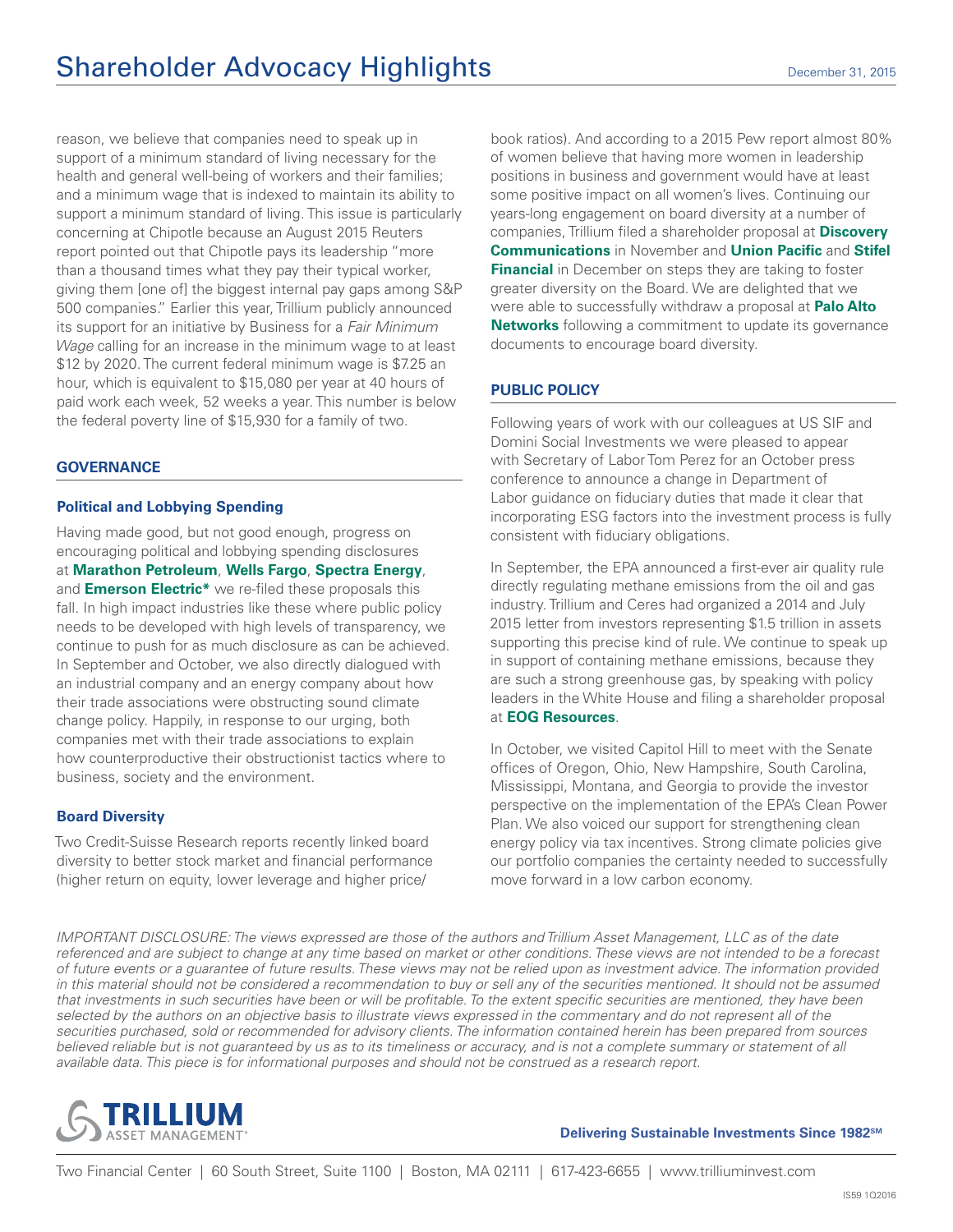reason, we believe that companies need to speak up in support of a minimum standard of living necessary for the health and general well-being of workers and their families; and a minimum wage that is indexed to maintain its ability to support a minimum standard of living. This issue is particularly concerning at Chipotle because an August 2015 Reuters report pointed out that Chipotle pays its leadership "more than a thousand times what they pay their typical worker, giving them [one of] the biggest internal pay gaps among S&P 500 companies." Earlier this year, Trillium publicly announced its support for an initiative by Business for a *Fair Minimum Wage* calling for an increase in the minimum wage to at least $12 by 2020. The current federal minimum wage is $7.25 an hour, which is equivalent to $15,080 per year at 40 hours of paid work each week, 52 weeks a year. This number is below the federal poverty line of $15,930 for a family of two.

## GOVERNANCE

### Political and Lobbying Spending

Having made good, but not good enough, progress on encouraging political and lobbying spending disclosures at **Marathon Petroleum**, **Wells Fargo**, **Spectra Energy**, and **Emerson Electric*** we re-filed these proposals this fall. In high impact industries like these where public policy needs to be developed with high levels of transparency, we continue to push for as much disclosure as can be achieved. In September and October, we also directly dialogued with an industrial company and an energy company about how their trade associations were obstructing sound climate change policy. Happily, in response to our urging, both companies met with their trade associations to explain how counterproductive their obstructionist tactics where to business, society and the environment.

### Board Diversity

Two Credit-Suisse Research reports recently linked board diversity to better stock market and financial performance (higher return on equity, lower leverage and higher price/book ratios). And according to a 2015 Pew report almost 80% of women believe that having more women in leadership positions in business and government would have at least some positive impact on all women's lives. Continuing our years-long engagement on board diversity at a number of companies, Trillium filed a shareholder proposal at **Discovery Communications** in November and **Union Pacific** and **Stifel Financial** in December on steps they are taking to foster greater diversity on the Board. We are delighted that we were able to successfully withdraw a proposal at **Palo Alto Networks** following a commitment to update its governance documents to encourage board diversity.

## PUBLIC POLICY

Following years of work with our colleagues at US SIF and Domini Social Investments we were pleased to appear with Secretary of Labor Tom Perez for an October press conference to announce a change in Department of Labor guidance on fiduciary duties that made it clear that incorporating ESG factors into the investment process is fully consistent with fiduciary obligations.

In September, the EPA announced a first-ever air quality rule directly regulating methane emissions from the oil and gas industry. Trillium and Ceres had organized a 2014 and July 2015 letter from investors representing $1.5 trillion in assets supporting this precise kind of rule. We continue to speak up in support of containing methane emissions, because they are such a strong greenhouse gas, by speaking with policy leaders in the White House and filing a shareholder proposal at **EOG Resources**.

In October, we visited Capitol Hill to meet with the Senate offices of Oregon, Ohio, New Hampshire, South Carolina, Mississippi, Montana, and Georgia to provide the investor perspective on the implementation of the EPA's Clean Power Plan. We also voiced our support for strengthening clean energy policy via tax incentives. Strong climate policies give our portfolio companies the certainty needed to successfully move forward in a low carbon economy.

*IMPORTANT DISCLOSURE: The views expressed are those of the authors and Trillium Asset Management, LLC as of the date referenced and are subject to change at any time based on market or other conditions. These views are not intended to be a forecast of future events or a guarantee of future results. These views may not be relied upon as investment advice. The information provided in this material should not be considered a recommendation to buy or sell any of the securities mentioned. It should not be assumed that investments in such securities have been or will be profitable. To the extent specific securities are mentioned, they have been selected by the authors on an objective basis to illustrate views expressed in the commentary and do not represent all of the securities purchased, sold or recommended for advisory clients. The information contained herein has been prepared from sources believed reliable but is not guaranteed by us as to its timeliness or accuracy, and is not a complete summary or statement of all available data. This piece is for informational purposes and should not be construed as a research report.*

TRILLIUM ASSET MANAGEMENT®

**Delivering Sustainable Investments Since 1982℠**

Two Financial Center | 60 South Street, Suite 1100 | Boston, MA 02111 | 617-423-6655 | www.trilliuminvest.com

IS59 1Q2016